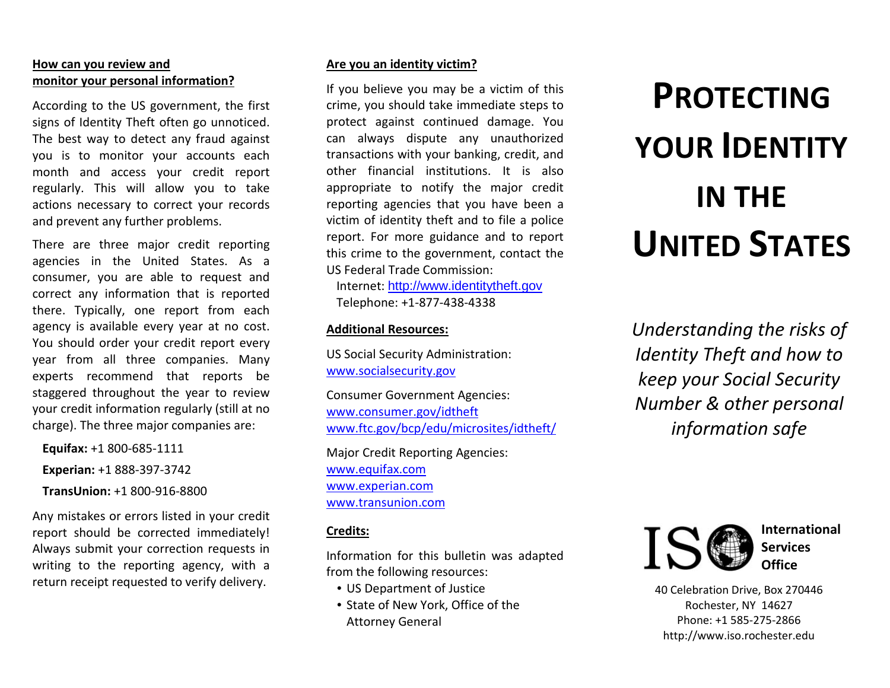## How can you review and monitor your personal information?

According to the US government, the first signs of Identity Theft often go unnoticed. The best way to detect any fraud against you is to monitor your accounts each month and access your credit report regularly. This will allow you to take actions necessary to correct your records and prevent any further problems.

There are three major credit reporting agencies in the United States. As a consumer, you are able to request and correct any information that is reported there. Typically, one report from each agency is available every year at no cost. You should order your credit report every year from all three companies. Many experts recommend that reports be staggered throughout the year to review your credit information regularly (still at no charge). The three major companies are:

**Equifax:** +1 800-685-1111

**Experian:** +1 888-397-3742

**TransUnion:** +1 800-916-8800

Any mistakes or errors listed in your credit report should be corrected immediately! Always submit your correction requests in writing to the reporting agency, with a return receipt requested to verify delivery.

## Are you an identity victim?

If you believe you may be a victim of this crime, you should take immediate steps to protect against continued damage. You can always dispute any unauthorized transactions with your banking, credit, and other financial institutions. It is also appropriate to notify the major credit reporting agencies that you have been a victim of identity theft and to file a police report. For more guidance and to report this crime to the government, contact the US Federal Trade Commission:

Internet: http://www.identitytheft.gov
Telephone: +1-877-438-4338

## Additional Resources:

US Social Security Administration:
www.socialsecurity.gov

Consumer Government Agencies:
www.consumer.gov/idtheft
www.ftc.gov/bcp/edu/microsites/idtheft/

Major Credit Reporting Agencies:
www.equifax.com
www.experian.com
www.transunion.com

## Credits:

Information for this bulletin was adapted from the following resources:

- US Department of Justice
- State of New York, Office of the Attorney General

# PROTECTING YOUR IDENTITY IN THE UNITED STATES

*Understanding the risks of Identity Theft and how to keep your Social Security Number & other personal information safe*

**ISO International Services Office**

40 Celebration Drive, Box 270446
Rochester, NY 14627
Phone: +1 585-275-2866
http://www.iso.rochester.edu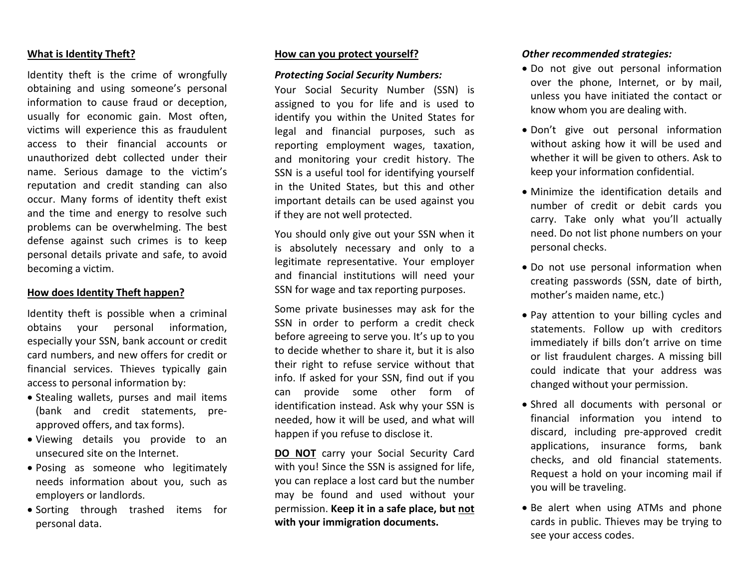## What is Identity Theft?

Identity theft is the crime of wrongfully obtaining and using someone's personal information to cause fraud or deception, usually for economic gain. Most often, victims will experience this as fraudulent access to their financial accounts or unauthorized debt collected under their name. Serious damage to the victim's reputation and credit standing can also occur. Many forms of identity theft exist and the time and energy to resolve such problems can be overwhelming. The best defense against such crimes is to keep personal details private and safe, to avoid becoming a victim.

## How does Identity Theft happen?

Identity theft is possible when a criminal obtains your personal information, especially your SSN, bank account or credit card numbers, and new offers for credit or financial services. Thieves typically gain access to personal information by:

- Stealing wallets, purses and mail items (bank and credit statements, pre-approved offers, and tax forms).
- Viewing details you provide to an unsecured site on the Internet.
- Posing as someone who legitimately needs information about you, such as employers or landlords.
- Sorting through trashed items for personal data.

## How can you protect yourself?

### *Protecting Social Security Numbers:*

Your Social Security Number (SSN) is assigned to you for life and is used to identify you within the United States for legal and financial purposes, such as reporting employment wages, taxation, and monitoring your credit history. The SSN is a useful tool for identifying yourself in the United States, but this and other important details can be used against you if they are not well protected.

You should only give out your SSN when it is absolutely necessary and only to a legitimate representative. Your employer and financial institutions will need your SSN for wage and tax reporting purposes.

Some private businesses may ask for the SSN in order to perform a credit check before agreeing to serve you. It's up to you to decide whether to share it, but it is also their right to refuse service without that info. If asked for your SSN, find out if you can provide some other form of identification instead. Ask why your SSN is needed, how it will be used, and what will happen if you refuse to disclose it.

**DO NOT** carry your Social Security Card with you! Since the SSN is assigned for life, you can replace a lost card but the number may be found and used without your permission. **Keep it in a safe place, but not with your immigration documents.**

### *Other recommended strategies:*

- Do not give out personal information over the phone, Internet, or by mail, unless you have initiated the contact or know whom you are dealing with.
- Don't give out personal information without asking how it will be used and whether it will be given to others. Ask to keep your information confidential.
- Minimize the identification details and number of credit or debit cards you carry. Take only what you'll actually need. Do not list phone numbers on your personal checks.
- Do not use personal information when creating passwords (SSN, date of birth, mother's maiden name, etc.)
- Pay attention to your billing cycles and statements. Follow up with creditors immediately if bills don't arrive on time or list fraudulent charges. A missing bill could indicate that your address was changed without your permission.
- Shred all documents with personal or financial information you intend to discard, including pre-approved credit applications, insurance forms, bank checks, and old financial statements. Request a hold on your incoming mail if you will be traveling.
- Be alert when using ATMs and phone cards in public. Thieves may be trying to see your access codes.